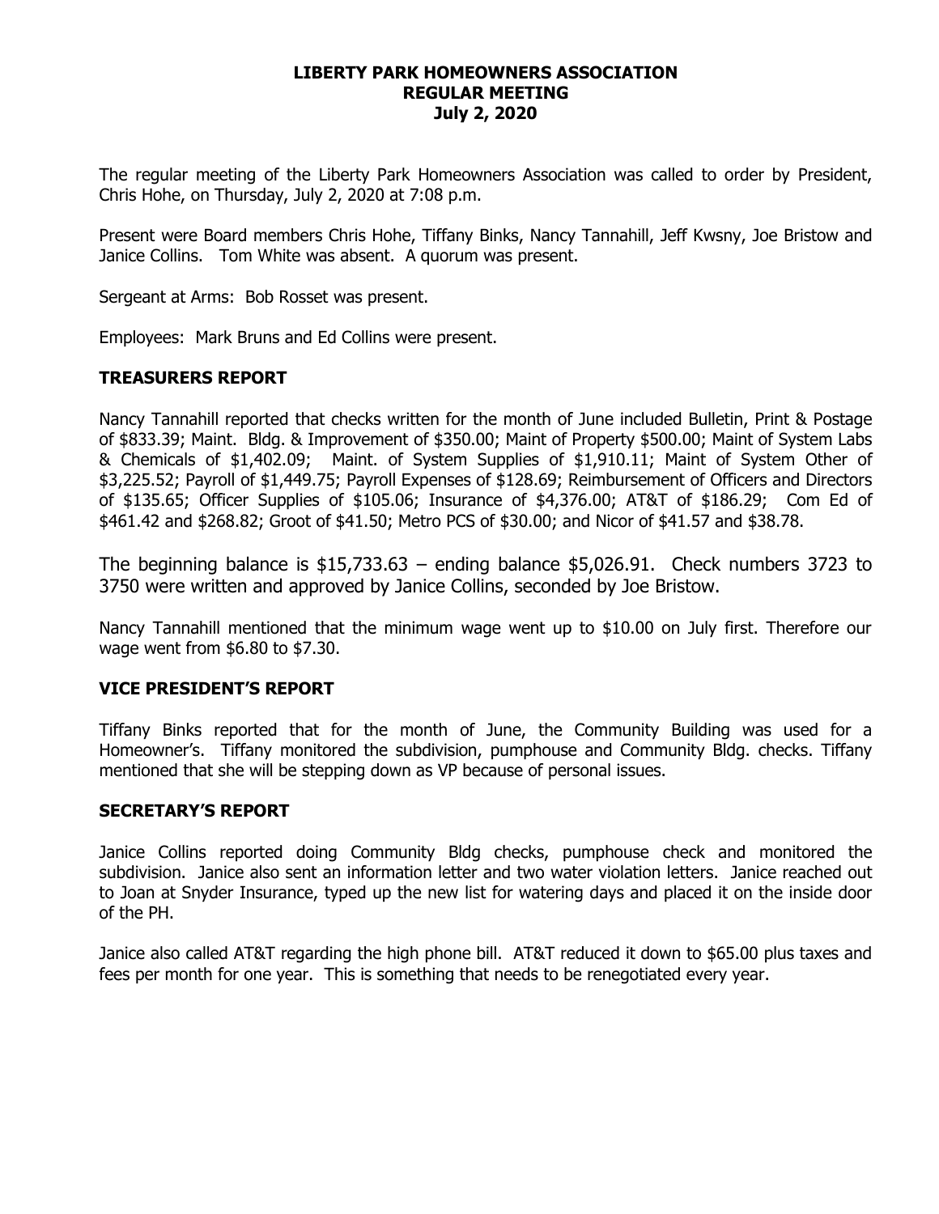# LIBERTY PARK HOMEOWNERS ASSOCIATION
## REGULAR MEETING
### July 2, 2020

The regular meeting of the Liberty Park Homeowners Association was called to order by President, Chris Hohe, on Thursday, July 2, 2020 at 7:08 p.m.

Present were Board members Chris Hohe, Tiffany Binks, Nancy Tannahill, Jeff Kwsny, Joe Bristow and Janice Collins. Tom White was absent. A quorum was present.

Sergeant at Arms: Bob Rosset was present.

Employees: Mark Bruns and Ed Collins were present.

## TREASURERS REPORT

Nancy Tannahill reported that checks written for the month of June included Bulletin, Print & Postage of $833.39; Maint. Bldg. & Improvement of $350.00; Maint of Property $500.00; Maint of System Labs & Chemicals of $1,402.09; Maint. of System Supplies of $1,910.11; Maint of System Other of $3,225.52; Payroll of $1,449.75; Payroll Expenses of $128.69; Reimbursement of Officers and Directors of $135.65; Officer Supplies of $105.06; Insurance of $4,376.00; AT&T of $186.29; Com Ed of $461.42 and $268.82; Groot of $41.50; Metro PCS of $30.00; and Nicor of $41.57 and $38.78.

The beginning balance is $15,733.63 – ending balance $5,026.91. Check numbers 3723 to 3750 were written and approved by Janice Collins, seconded by Joe Bristow.

Nancy Tannahill mentioned that the minimum wage went up to $10.00 on July first. Therefore our wage went from $6.80 to $7.30.

## VICE PRESIDENT'S REPORT

Tiffany Binks reported that for the month of June, the Community Building was used for a Homeowner's. Tiffany monitored the subdivision, pumphouse and Community Bldg. checks. Tiffany mentioned that she will be stepping down as VP because of personal issues.

## SECRETARY'S REPORT

Janice Collins reported doing Community Bldg checks, pumphouse check and monitored the subdivision. Janice also sent an information letter and two water violation letters. Janice reached out to Joan at Snyder Insurance, typed up the new list for watering days and placed it on the inside door of the PH.

Janice also called AT&T regarding the high phone bill. AT&T reduced it down to $65.00 plus taxes and fees per month for one year. This is something that needs to be renegotiated every year.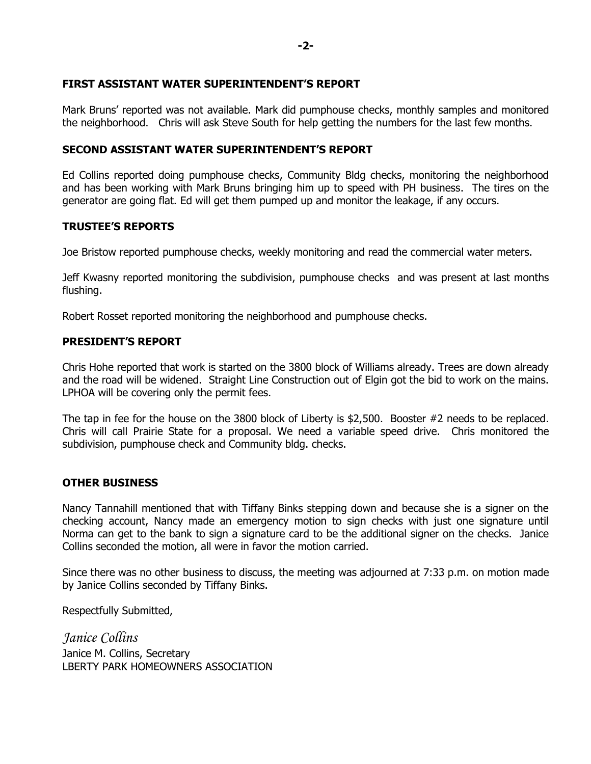## FIRST ASSISTANT WATER SUPERINTENDENT'S REPORT

Mark Bruns' reported was not available. Mark did pumphouse checks, monthly samples and monitored the neighborhood. Chris will ask Steve South for help getting the numbers for the last few months.

## SECOND ASSISTANT WATER SUPERINTENDENT'S REPORT

Ed Collins reported doing pumphouse checks, Community Bldg checks, monitoring the neighborhood and has been working with Mark Bruns bringing him up to speed with PH business. The tires on the generator are going flat. Ed will get them pumped up and monitor the leakage, if any occurs.

## TRUSTEE'S REPORTS

Joe Bristow reported pumphouse checks, weekly monitoring and read the commercial water meters.

Jeff Kwasny reported monitoring the subdivision, pumphouse checks and was present at last months flushing.

Robert Rosset reported monitoring the neighborhood and pumphouse checks.

## PRESIDENT'S REPORT

Chris Hohe reported that work is started on the 3800 block of Williams already. Trees are down already and the road will be widened. Straight Line Construction out of Elgin got the bid to work on the mains. LPHOA will be covering only the permit fees.

The tap in fee for the house on the 3800 block of Liberty is $2,500. Booster #2 needs to be replaced. Chris will call Prairie State for a proposal. We need a variable speed drive. Chris monitored the subdivision, pumphouse check and Community bldg. checks.

## OTHER BUSINESS

Nancy Tannahill mentioned that with Tiffany Binks stepping down and because she is a signer on the checking account, Nancy made an emergency motion to sign checks with just one signature until Norma can get to the bank to sign a signature card to be the additional signer on the checks. Janice Collins seconded the motion, all were in favor the motion carried.

Since there was no other business to discuss, the meeting was adjourned at 7:33 p.m. on motion made by Janice Collins seconded by Tiffany Binks.

Respectfully Submitted,

*Janice Collins*
Janice M. Collins, Secretary
LBERTY PARK HOMEOWNERS ASSOCIATION